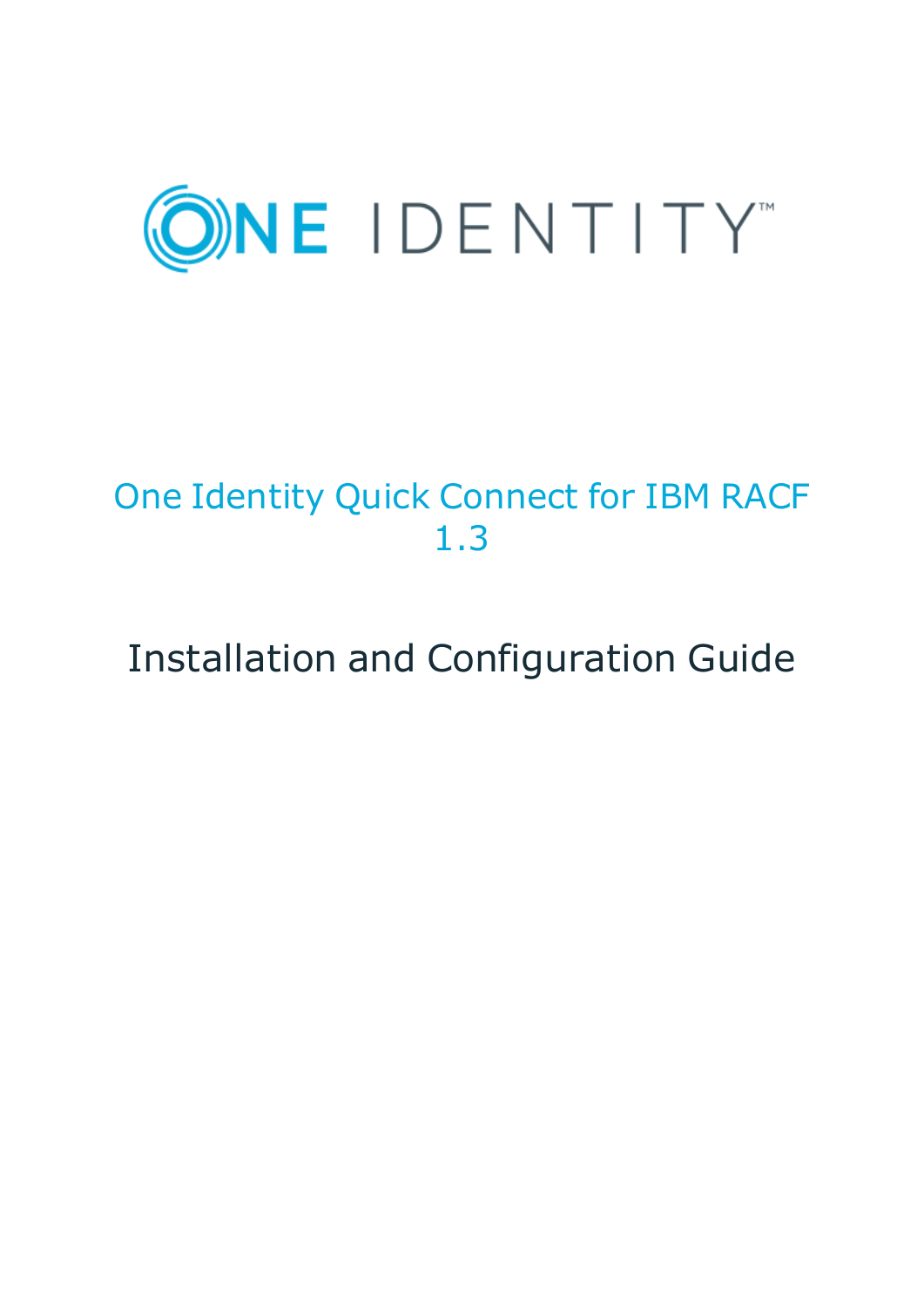ONE IDENTITY™

# One Identity Quick Connect for IBM RACF 1.3

## Installation and Configuration Guide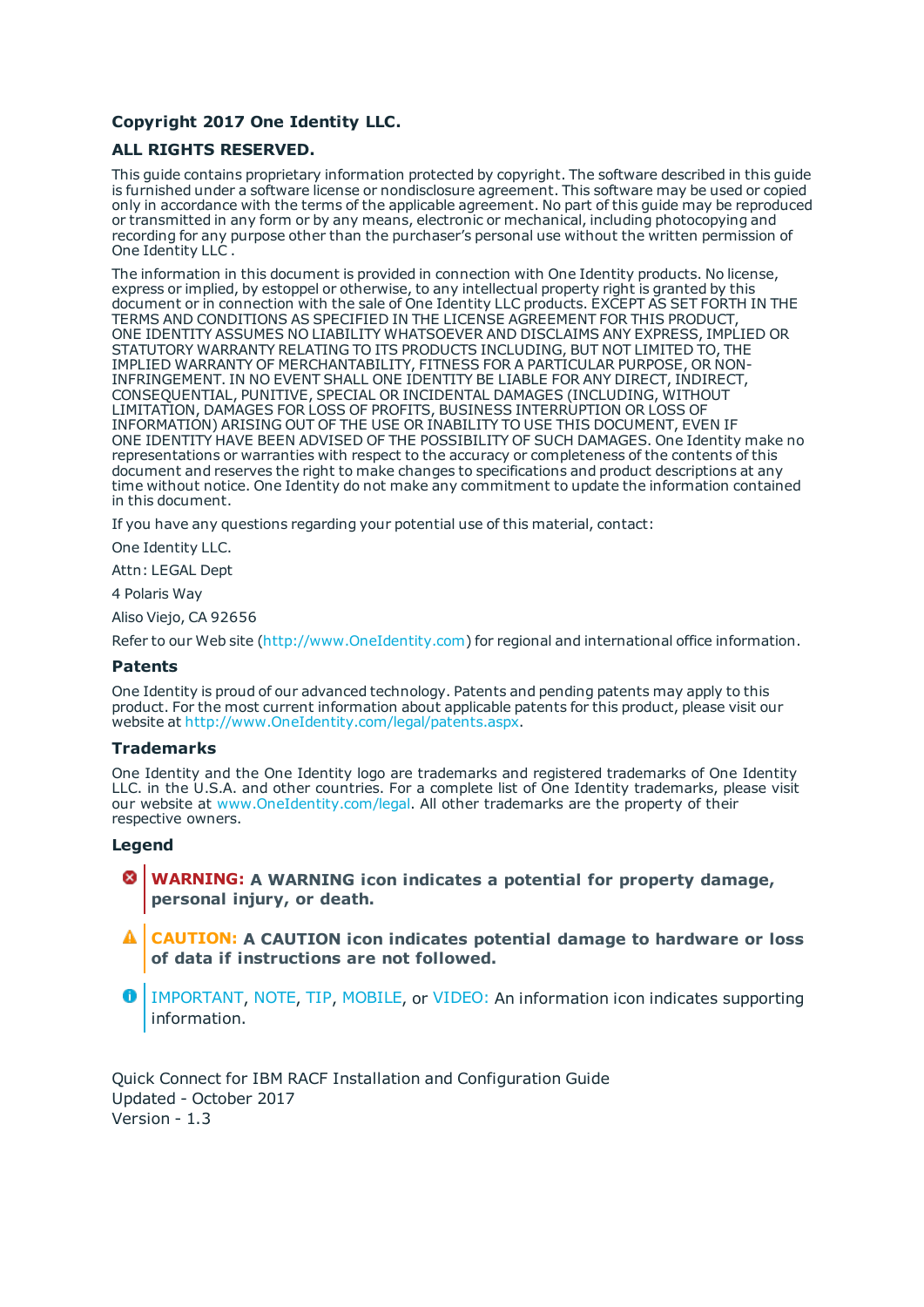**Copyright 2017 One Identity LLC.**

**ALL RIGHTS RESERVED.**

This guide contains proprietary information protected by copyright. The software described in this guide is furnished under a software license or nondisclosure agreement. This software may be used or copied only in accordance with the terms of the applicable agreement. No part of this guide may be reproduced or transmitted in any form or by any means, electronic or mechanical, including photocopying and recording for any purpose other than the purchaser's personal use without the written permission of One Identity LLC .

The information in this document is provided in connection with One Identity products. No license, express or implied, by estoppel or otherwise, to any intellectual property right is granted by this document or in connection with the sale of One Identity LLC products. EXCEPT AS SET FORTH IN THE TERMS AND CONDITIONS AS SPECIFIED IN THE LICENSE AGREEMENT FOR THIS PRODUCT, ONE IDENTITY ASSUMES NO LIABILITY WHATSOEVER AND DISCLAIMS ANY EXPRESS, IMPLIED OR STATUTORY WARRANTY RELATING TO ITS PRODUCTS INCLUDING, BUT NOT LIMITED TO, THE IMPLIED WARRANTY OF MERCHANTABILITY, FITNESS FOR A PARTICULAR PURPOSE, OR NON-INFRINGEMENT. IN NO EVENT SHALL ONE IDENTITY BE LIABLE FOR ANY DIRECT, INDIRECT, CONSEQUENTIAL, PUNITIVE, SPECIAL OR INCIDENTAL DAMAGES (INCLUDING, WITHOUT LIMITATION, DAMAGES FOR LOSS OF PROFITS, BUSINESS INTERRUPTION OR LOSS OF INFORMATION) ARISING OUT OF THE USE OR INABILITY TO USE THIS DOCUMENT, EVEN IF ONE IDENTITY HAVE BEEN ADVISED OF THE POSSIBILITY OF SUCH DAMAGES. One Identity make no representations or warranties with respect to the accuracy or completeness of the contents of this document and reserves the right to make changes to specifications and product descriptions at any time without notice. One Identity do not make any commitment to update the information contained in this document.

If you have any questions regarding your potential use of this material, contact:

One Identity LLC.

Attn: LEGAL Dept

4 Polaris Way

Aliso Viejo, CA 92656

Refer to our Web site (http://www.OneIdentity.com) for regional and international office information.

## Patents

One Identity is proud of our advanced technology. Patents and pending patents may apply to this product. For the most current information about applicable patents for this product, please visit our website at http://www.OneIdentity.com/legal/patents.aspx.

## Trademarks

One Identity and the One Identity logo are trademarks and registered trademarks of One Identity LLC. in the U.S.A. and other countries. For a complete list of One Identity trademarks, please visit our website at www.OneIdentity.com/legal. All other trademarks are the property of their respective owners.

## Legend

**WARNING: A WARNING icon indicates a potential for property damage, personal injury, or death.**

**CAUTION: A CAUTION icon indicates potential damage to hardware or loss of data if instructions are not followed.**

IMPORTANT, NOTE, TIP, MOBILE, or VIDEO: An information icon indicates supporting information.

Quick Connect for IBM RACF Installation and Configuration Guide
Updated - October 2017
Version - 1.3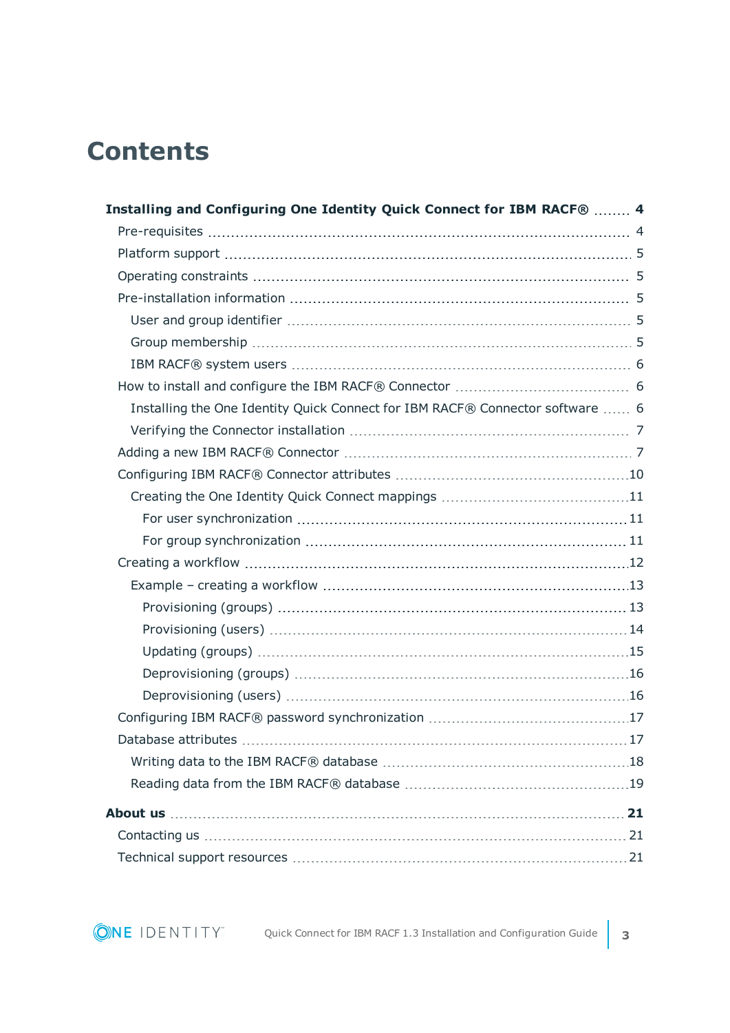# Contents

**Installing and Configuring One Identity Quick Connect for IBM RACF® 4**

- Pre-requisites 4
- Platform support 5
- Operating constraints 5
- Pre-installation information 5
  - User and group identifier 5
  - Group membership 5
  - IBM RACF® system users 6
- How to install and configure the IBM RACF® Connector 6
  - Installing the One Identity Quick Connect for IBM RACF® Connector software 6
  - Verifying the Connector installation 7
- Adding a new IBM RACF® Connector 7
- Configuring IBM RACF® Connector attributes 10
  - Creating the One Identity Quick Connect mappings 11
    - For user synchronization 11
    - For group synchronization 11
- Creating a workflow 12
  - Example – creating a workflow 13
    - Provisioning (groups) 13
    - Provisioning (users) 14
    - Updating (groups) 15
    - Deprovisioning (groups) 16
    - Deprovisioning (users) 16
- Configuring IBM RACF® password synchronization 17
- Database attributes 17
  - Writing data to the IBM RACF® database 18
  - Reading data from the IBM RACF® database 19

**About us 21**

- Contacting us 21
- Technical support resources 21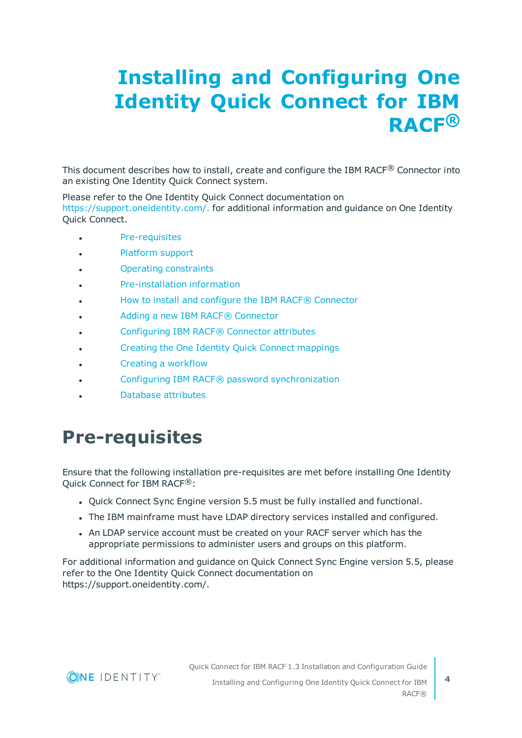# Installing and Configuring One Identity Quick Connect for IBM RACF®

This document describes how to install, create and configure the IBM RACF® Connector into an existing One Identity Quick Connect system.

Please refer to the One Identity Quick Connect documentation on https://support.oneidentity.com/. for additional information and guidance on One Identity Quick Connect.

- Pre-requisites
- Platform support
- Operating constraints
- Pre-installation information
- How to install and configure the IBM RACF® Connector
- Adding a new IBM RACF® Connector
- Configuring IBM RACF® Connector attributes
- Creating the One Identity Quick Connect mappings
- Creating a workflow
- Configuring IBM RACF® password synchronization
- Database attributes

## Pre-requisites

Ensure that the following installation pre-requisites are met before installing One Identity Quick Connect for IBM RACF®:

- Quick Connect Sync Engine version 5.5 must be fully installed and functional.
- The IBM mainframe must have LDAP directory services installed and configured.
- An LDAP service account must be created on your RACF server which has the appropriate permissions to administer users and groups on this platform.

For additional information and guidance on Quick Connect Sync Engine version 5.5, please refer to the One Identity Quick Connect documentation on https://support.oneidentity.com/.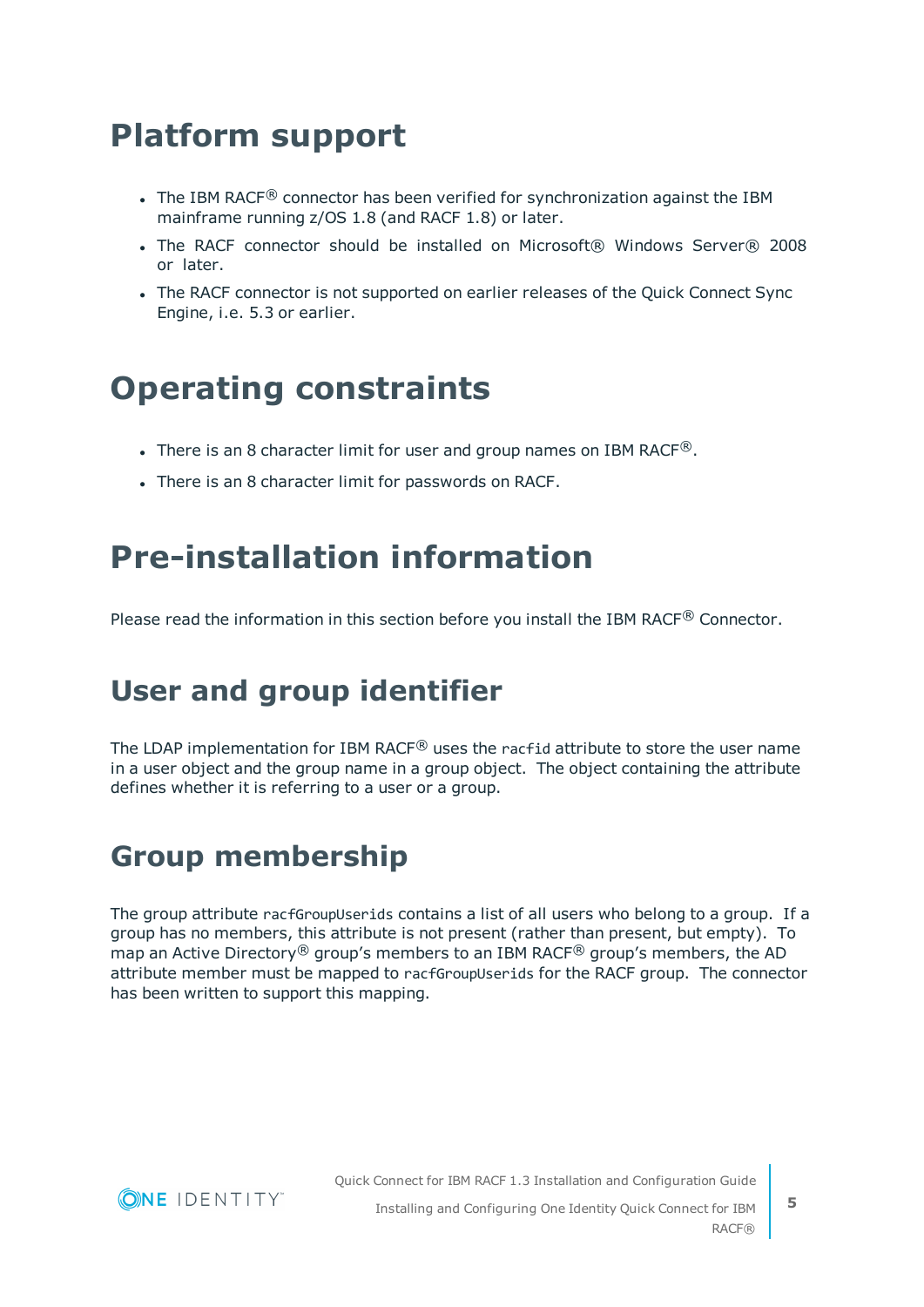# Platform support

- The IBM RACF® connector has been verified for synchronization against the IBM mainframe running z/OS 1.8 (and RACF 1.8) or later.
- The RACF connector should be installed on Microsoft® Windows Server® 2008 or later.
- The RACF connector is not supported on earlier releases of the Quick Connect Sync Engine, i.e. 5.3 or earlier.

# Operating constraints

- There is an 8 character limit for user and group names on IBM RACF®.
- There is an 8 character limit for passwords on RACF.

# Pre-installation information

Please read the information in this section before you install the IBM RACF® Connector.

## User and group identifier

The LDAP implementation for IBM RACF® uses the `racfid` attribute to store the user name in a user object and the group name in a group object. The object containing the attribute defines whether it is referring to a user or a group.

## Group membership

The group attribute `racfGroupUserids` contains a list of all users who belong to a group. If a group has no members, this attribute is not present (rather than present, but empty). To map an Active Directory® group's members to an IBM RACF® group's members, the AD attribute member must be mapped to `racfGroupUserids` for the RACF group. The connector has been written to support this mapping.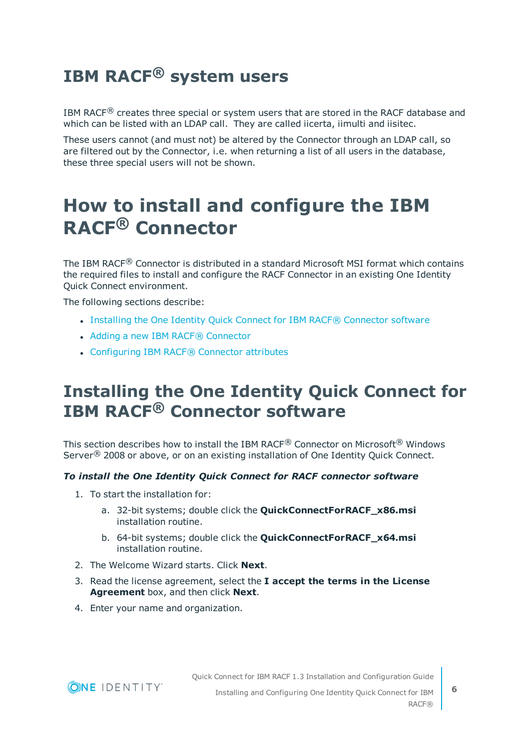# IBM RACF® system users

IBM RACF® creates three special or system users that are stored in the RACF database and which can be listed with an LDAP call. They are called iicerta, iimulti and iisitec.

These users cannot (and must not) be altered by the Connector through an LDAP call, so are filtered out by the Connector, i.e. when returning a list of all users in the database, these three special users will not be shown.

# How to install and configure the IBM RACF® Connector

The IBM RACF® Connector is distributed in a standard Microsoft MSI format which contains the required files to install and configure the RACF Connector in an existing One Identity Quick Connect environment.

The following sections describe:

- Installing the One Identity Quick Connect for IBM RACF® Connector software
- Adding a new IBM RACF® Connector
- Configuring IBM RACF® Connector attributes

## Installing the One Identity Quick Connect for IBM RACF® Connector software

This section describes how to install the IBM RACF® Connector on Microsoft® Windows Server® 2008 or above, or on an existing installation of One Identity Quick Connect.

***To install the One Identity Quick Connect for RACF connector software***

1. To start the installation for:
   a. 32-bit systems; double click the **QuickConnectForRACF_x86.msi** installation routine.
   b. 64-bit systems; double click the **QuickConnectForRACF_x64.msi** installation routine.
2. The Welcome Wizard starts. Click **Next**.
3. Read the license agreement, select the **I accept the terms in the License Agreement** box, and then click **Next**.
4. Enter your name and organization.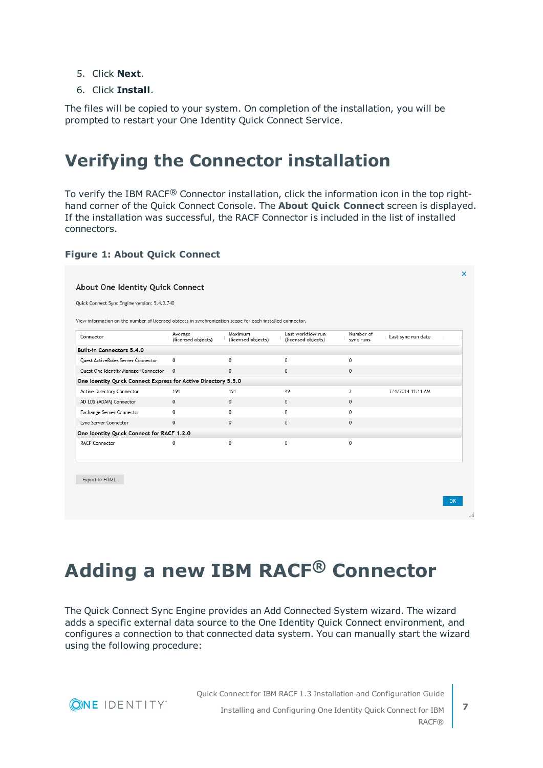5. Click **Next**.
6. Click **Install**.

The files will be copied to your system. On completion of the installation, you will be prompted to restart your One Identity Quick Connect Service.

# Verifying the Connector installation

To verify the IBM RACF® Connector installation, click the information icon in the top right-hand corner of the Quick Connect Console. The **About Quick Connect** screen is displayed. If the installation was successful, the RACF Connector is included in the list of installed connectors.

**Figure 1: About Quick Connect**

About One Identity Quick Connect

Quick Connect Sync Engine version: 5.4.0.740

View information on the number of licensed objects in synchronization scope for each installed connector.

| Connector | Average (licensed objects) | Maximum (licensed objects) | Last workflow run (licensed objects) | Number of sync runs | Last sync run date |
|---|---|---|---|---|---|
| **Built-in Connectors 5.4.0** | | | | | |
| Quest ActiveRoles Server Connector | 0 | 0 | 0 | 0 | |
| Quest One Identity Manager Connector | 0 | 0 | 0 | 0 | |
| **One Identity Quick Connect Express for Active Directory 5.5.0** | | | | | |
| Active Directory Connector | 191 | 191 | 49 | 2 | 7/4/2014 11:11 AM |
| AD LDS (ADAM) Connector | 0 | 0 | 0 | 0 | |
| Exchange Server Connector | 0 | 0 | 0 | 0 | |
| Lync Server Connector | 0 | 0 | 0 | 0 | |
| **One Identity Quick Connect for RACF 1.2.0** | | | | | |
| RACF Connector | 0 | 0 | 0 | 0 | |

Export to HTML

OK

# Adding a new IBM RACF® Connector

The Quick Connect Sync Engine provides an Add Connected System wizard. The wizard adds a specific external data source to the One Identity Quick Connect environment, and configures a connection to that connected data system. You can manually start the wizard using the following procedure: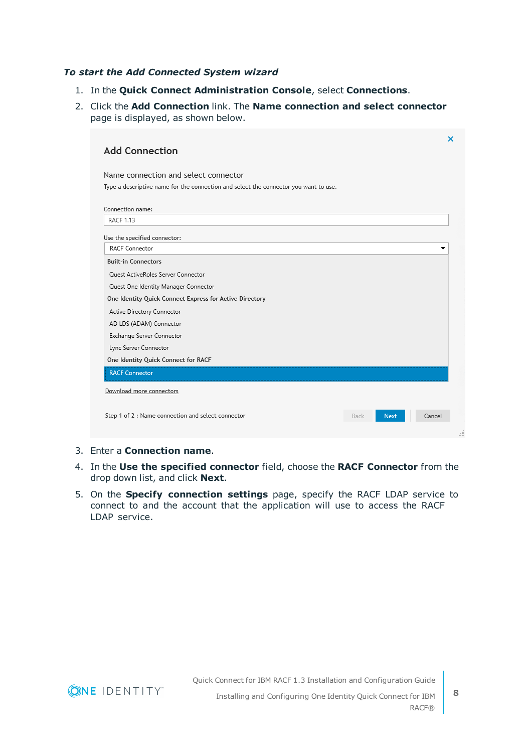***To start the Add Connected System wizard***

1. In the **Quick Connect Administration Console**, select **Connections**.
2. Click the **Add Connection** link. The **Name connection and select connector** page is displayed, as shown below.

Add Connection

Name connection and select connector

Type a descriptive name for the connection and select the connector you want to use.

Connection name:

RACF 1.13

Use the specified connector:

RACF Connector

Built-in Connectors

Quest ActiveRoles Server Connector

Quest One Identity Manager Connector

One Identity Quick Connect Express for Active Directory

Active Directory Connector

AD LDS (ADAM) Connector

Exchange Server Connector

Lync Server Connector

One Identity Quick Connect for RACF

RACF Connector

Download more connectors

Step 1 of 2 : Name connection and select connector

Back Next Cancel

3. Enter a **Connection name**.
4. In the **Use the specified connector** field, choose the **RACF Connector** from the drop down list, and click **Next**.
5. On the **Specify connection settings** page, specify the RACF LDAP service to connect to and the account that the application will use to access the RACF LDAP service.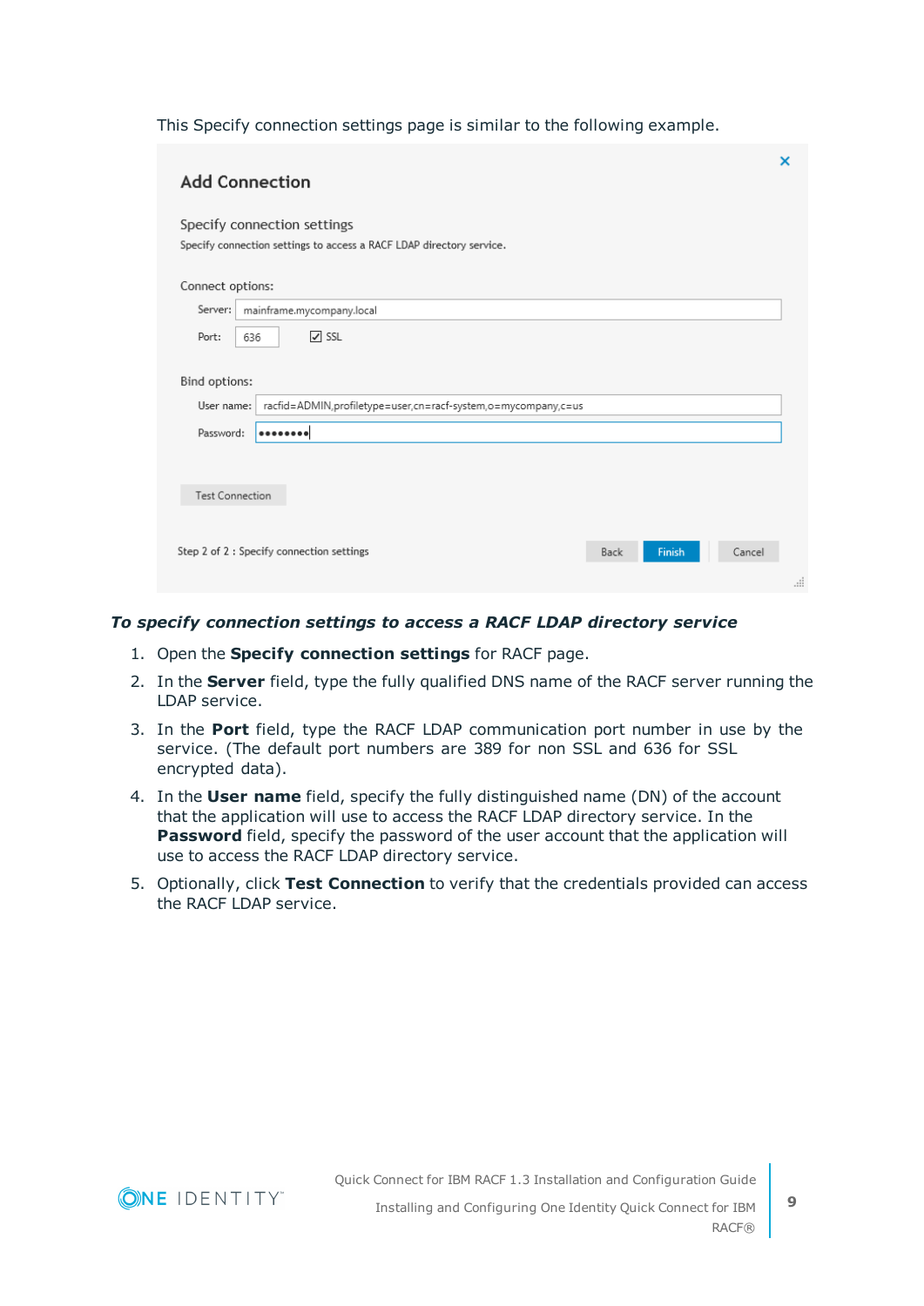This Specify connection settings page is similar to the following example.

***To specify connection settings to access a RACF LDAP directory service***

1. Open the **Specify connection settings** for RACF page.
2. In the **Server** field, type the fully qualified DNS name of the RACF server running the LDAP service.
3. In the **Port** field, type the RACF LDAP communication port number in use by the service. (The default port numbers are 389 for non SSL and 636 for SSL encrypted data).
4. In the **User name** field, specify the fully distinguished name (DN) of the account that the application will use to access the RACF LDAP directory service. In the **Password** field, specify the password of the user account that the application will use to access the RACF LDAP directory service.
5. Optionally, click **Test Connection** to verify that the credentials provided can access the RACF LDAP service.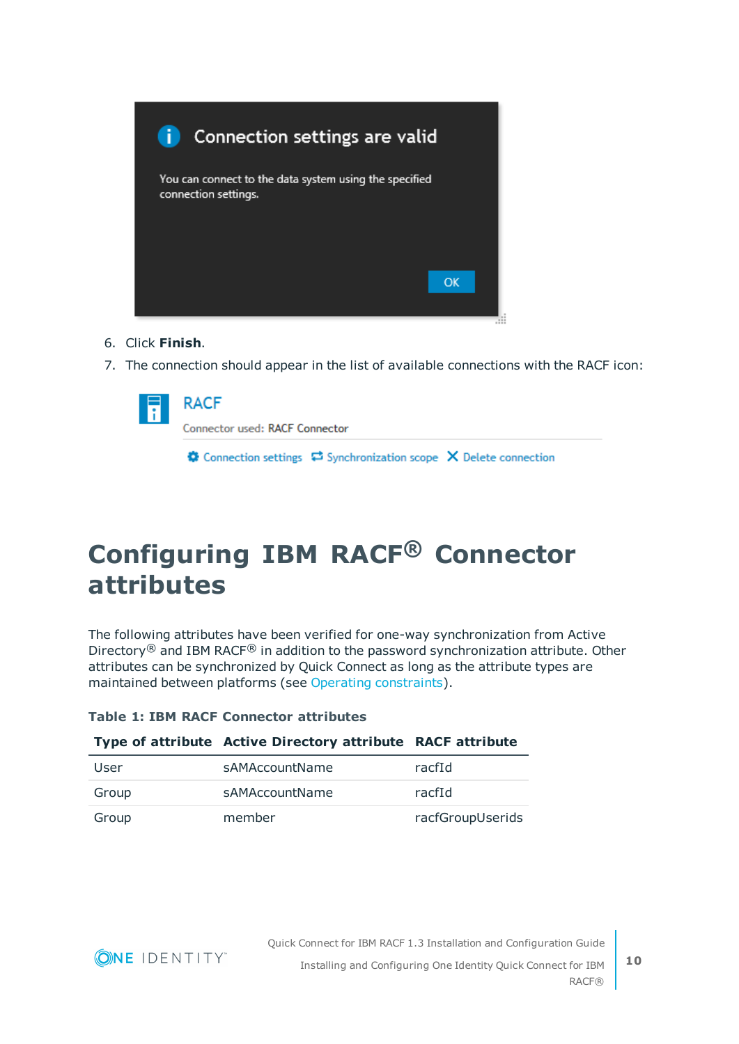6. Click **Finish**.
7. The connection should appear in the list of available connections with the RACF icon:

# Configuring IBM RACF® Connector attributes

The following attributes have been verified for one-way synchronization from Active Directory® and IBM RACF® in addition to the password synchronization attribute. Other attributes can be synchronized by Quick Connect as long as the attribute types are maintained between platforms (see Operating constraints).

**Table 1: IBM RACF Connector attributes**

| Type of attribute | Active Directory attribute | RACF attribute |
| --- | --- | --- |
| User | sAMAccountName | racfId |
| Group | sAMAccountName | racfId |
| Group | member | racfGroupUserids |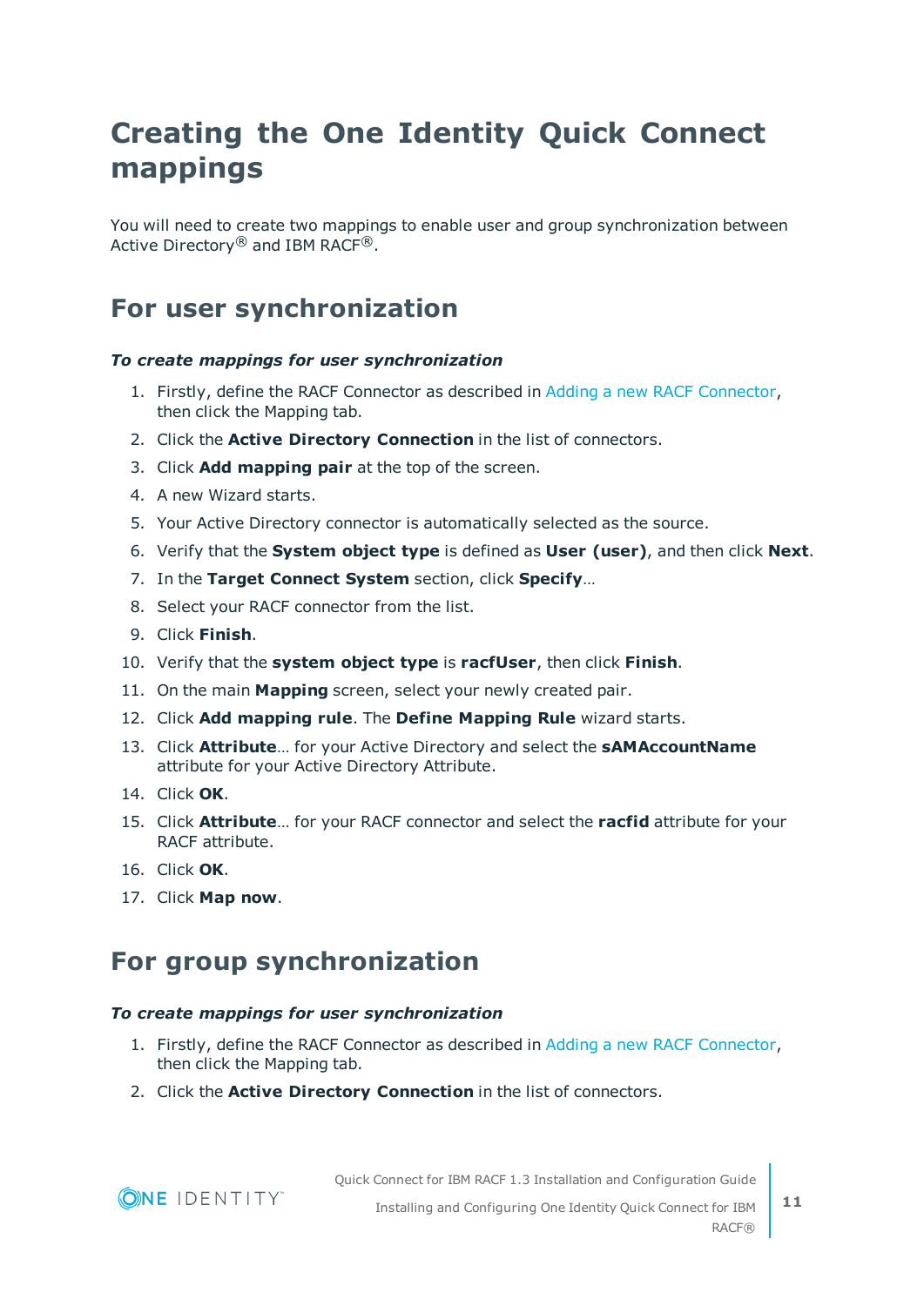# Creating the One Identity Quick Connect mappings

You will need to create two mappings to enable user and group synchronization between Active Directory® and IBM RACF®.

## For user synchronization

***To create mappings for user synchronization***

1. Firstly, define the RACF Connector as described in Adding a new RACF Connector, then click the Mapping tab.
2. Click the **Active Directory Connection** in the list of connectors.
3. Click **Add mapping pair** at the top of the screen.
4. A new Wizard starts.
5. Your Active Directory connector is automatically selected as the source.
6. Verify that the **System object type** is defined as **User (user)**, and then click **Next**.
7. In the **Target Connect System** section, click **Specify**…
8. Select your RACF connector from the list.
9. Click **Finish**.
10. Verify that the **system object type** is **racfUser**, then click **Finish**.
11. On the main **Mapping** screen, select your newly created pair.
12. Click **Add mapping rule**. The **Define Mapping Rule** wizard starts.
13. Click **Attribute**… for your Active Directory and select the **sAMAccountName** attribute for your Active Directory Attribute.
14. Click **OK**.
15. Click **Attribute**… for your RACF connector and select the **racfid** attribute for your RACF attribute.
16. Click **OK**.
17. Click **Map now**.

## For group synchronization

***To create mappings for user synchronization***

1. Firstly, define the RACF Connector as described in Adding a new RACF Connector, then click the Mapping tab.
2. Click the **Active Directory Connection** in the list of connectors.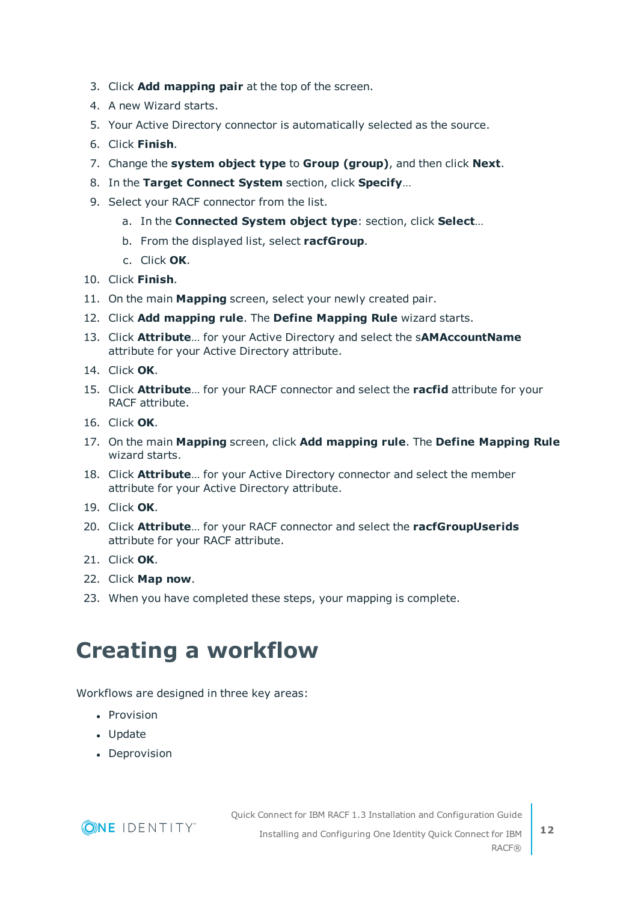3. Click **Add mapping pair** at the top of the screen.
4. A new Wizard starts.
5. Your Active Directory connector is automatically selected as the source.
6. Click **Finish**.
7. Change the **system object type** to **Group (group)**, and then click **Next**.
8. In the **Target Connect System** section, click **Specify**...
9. Select your RACF connector from the list.
   a. In the **Connected System object type**: section, click **Select**...
   b. From the displayed list, select **racfGroup**.
   c. Click **OK**.
10. Click **Finish**.
11. On the main **Mapping** screen, select your newly created pair.
12. Click **Add mapping rule**. The **Define Mapping Rule** wizard starts.
13. Click **Attribute**... for your Active Directory and select the s**AMAccountName** attribute for your Active Directory attribute.
14. Click **OK**.
15. Click **Attribute**... for your RACF connector and select the **racfid** attribute for your RACF attribute.
16. Click **OK**.
17. On the main **Mapping** screen, click **Add mapping rule**. The **Define Mapping Rule** wizard starts.
18. Click **Attribute**... for your Active Directory connector and select the member attribute for your Active Directory attribute.
19. Click **OK**.
20. Click **Attribute**... for your RACF connector and select the **racfGroupUserids** attribute for your RACF attribute.
21. Click **OK**.
22. Click **Map now**.
23. When you have completed these steps, your mapping is complete.

# Creating a workflow

Workflows are designed in three key areas:

- Provision
- Update
- Deprovision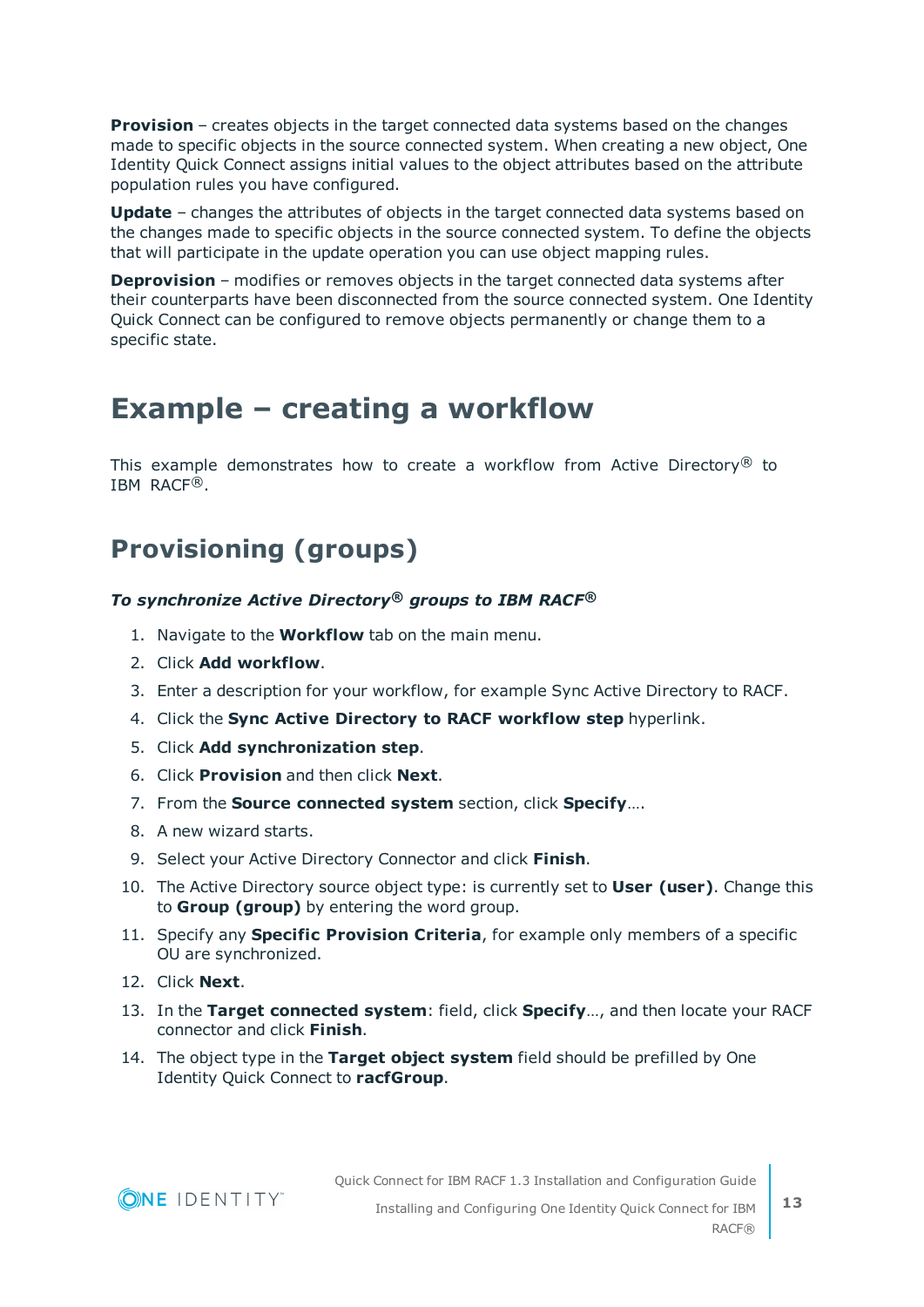**Provision** – creates objects in the target connected data systems based on the changes made to specific objects in the source connected system. When creating a new object, One Identity Quick Connect assigns initial values to the object attributes based on the attribute population rules you have configured.

**Update** – changes the attributes of objects in the target connected data systems based on the changes made to specific objects in the source connected system. To define the objects that will participate in the update operation you can use object mapping rules.

**Deprovision** – modifies or removes objects in the target connected data systems after their counterparts have been disconnected from the source connected system. One Identity Quick Connect can be configured to remove objects permanently or change them to a specific state.

# Example – creating a workflow

This example demonstrates how to create a workflow from Active Directory® to IBM RACF®.

## Provisioning (groups)

***To synchronize Active Directory® groups to IBM RACF®***

1. Navigate to the **Workflow** tab on the main menu.
2. Click **Add workflow**.
3. Enter a description for your workflow, for example Sync Active Directory to RACF.
4. Click the **Sync Active Directory to RACF workflow step** hyperlink.
5. Click **Add synchronization step**.
6. Click **Provision** and then click **Next**.
7. From the **Source connected system** section, click **Specify**….
8. A new wizard starts.
9. Select your Active Directory Connector and click **Finish**.
10. The Active Directory source object type: is currently set to **User (user)**. Change this to **Group (group)** by entering the word group.
11. Specify any **Specific Provision Criteria**, for example only members of a specific OU are synchronized.
12. Click **Next**.
13. In the **Target connected system**: field, click **Specify**…, and then locate your RACF connector and click **Finish**.
14. The object type in the **Target object system** field should be prefilled by One Identity Quick Connect to **racfGroup**.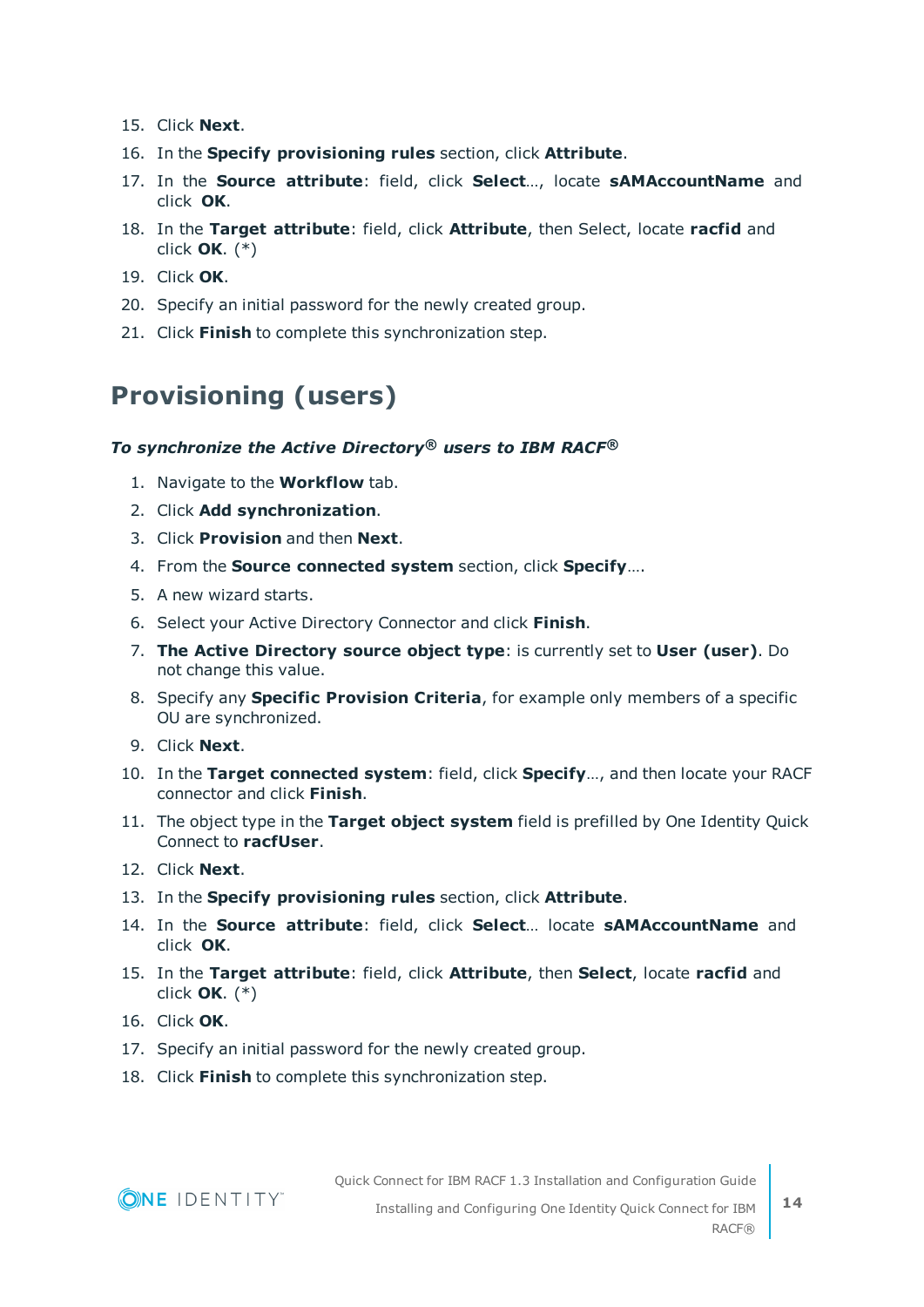15. Click **Next**.
16. In the **Specify provisioning rules** section, click **Attribute**.
17. In the **Source attribute**: field, click **Select**..., locate **sAMAccountName** and click **OK**.
18. In the **Target attribute**: field, click **Attribute**, then Select, locate **racfid** and click **OK**. (*)
19. Click **OK**.
20. Specify an initial password for the newly created group.
21. Click **Finish** to complete this synchronization step.

## Provisioning (users)

***To synchronize the Active Directory® users to IBM RACF®***

1. Navigate to the **Workflow** tab.
2. Click **Add synchronization**.
3. Click **Provision** and then **Next**.
4. From the **Source connected system** section, click **Specify**....
5. A new wizard starts.
6. Select your Active Directory Connector and click **Finish**.
7. **The Active Directory source object type**: is currently set to **User (user)**. Do not change this value.
8. Specify any **Specific Provision Criteria**, for example only members of a specific OU are synchronized.
9. Click **Next**.
10. In the **Target connected system**: field, click **Specify**..., and then locate your RACF connector and click **Finish**.
11. The object type in the **Target object system** field is prefilled by One Identity Quick Connect to **racfUser**.
12. Click **Next**.
13. In the **Specify provisioning rules** section, click **Attribute**.
14. In the **Source attribute**: field, click **Select**... locate **sAMAccountName** and click **OK**.
15. In the **Target attribute**: field, click **Attribute**, then **Select**, locate **racfid** and click **OK**. (*)
16. Click **OK**.
17. Specify an initial password for the newly created group.
18. Click **Finish** to complete this synchronization step.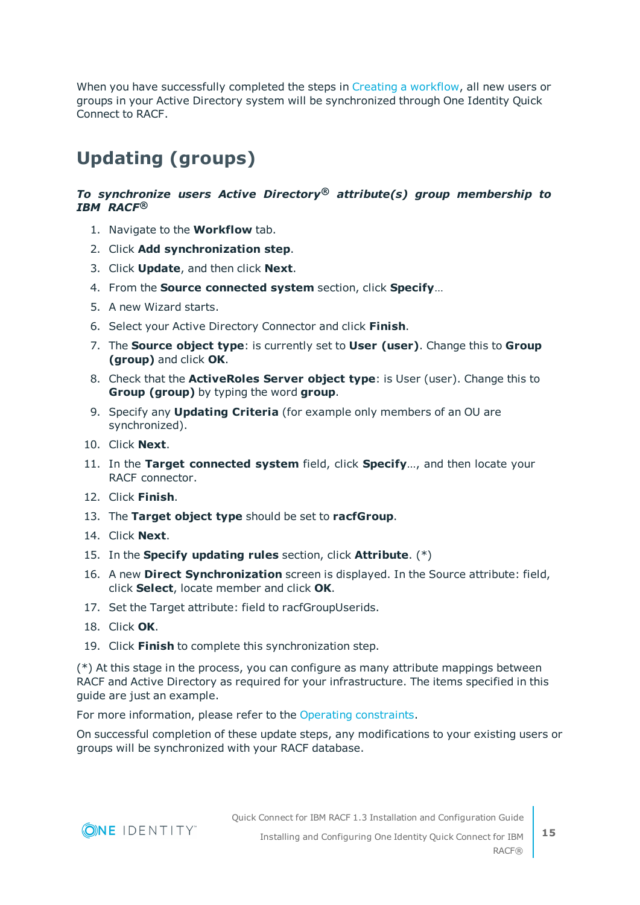When you have successfully completed the steps in Creating a workflow, all new users or groups in your Active Directory system will be synchronized through One Identity Quick Connect to RACF.

## Updating (groups)

***To synchronize users Active Directory® attribute(s) group membership to IBM RACF®***

1. Navigate to the **Workflow** tab.
2. Click **Add synchronization step**.
3. Click **Update**, and then click **Next**.
4. From the **Source connected system** section, click **Specify**…
5. A new Wizard starts.
6. Select your Active Directory Connector and click **Finish**.
7. The **Source object type**: is currently set to **User (user)**. Change this to **Group (group)** and click **OK**.
8. Check that the **ActiveRoles Server object type**: is User (user). Change this to **Group (group)** by typing the word **group**.
9. Specify any **Updating Criteria** (for example only members of an OU are synchronized).
10. Click **Next**.
11. In the **Target connected system** field, click **Specify**…, and then locate your RACF connector.
12. Click **Finish**.
13. The **Target object type** should be set to **racfGroup**.
14. Click **Next**.
15. In the **Specify updating rules** section, click **Attribute**. (*)
16. A new **Direct Synchronization** screen is displayed. In the Source attribute: field, click **Select**, locate member and click **OK**.
17. Set the Target attribute: field to racfGroupUserids.
18. Click **OK**.
19. Click **Finish** to complete this synchronization step.

(*) At this stage in the process, you can configure as many attribute mappings between RACF and Active Directory as required for your infrastructure. The items specified in this guide are just an example.

For more information, please refer to the Operating constraints.

On successful completion of these update steps, any modifications to your existing users or groups will be synchronized with your RACF database.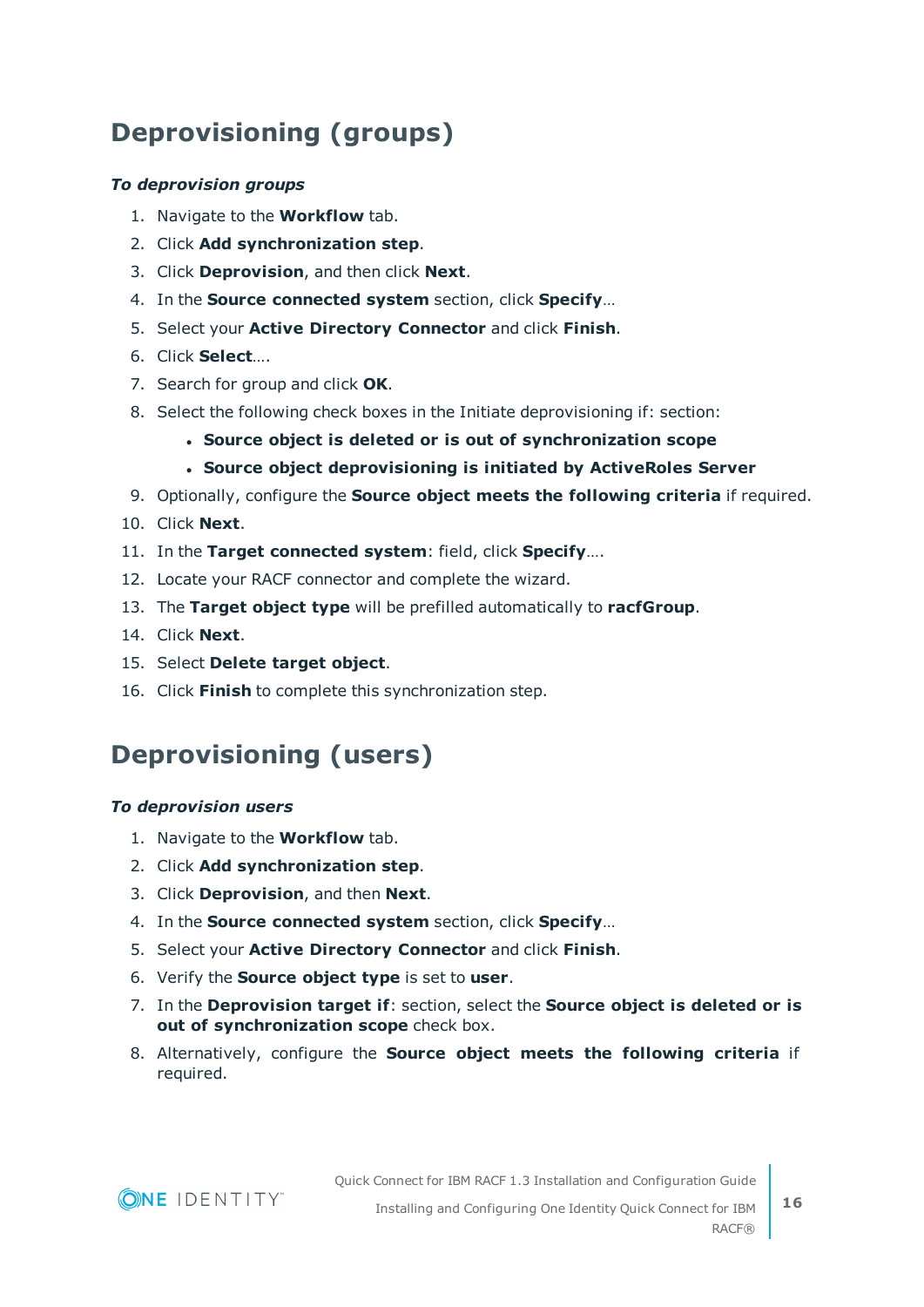# Deprovisioning (groups)

***To deprovision groups***

1. Navigate to the **Workflow** tab.
2. Click **Add synchronization step**.
3. Click **Deprovision**, and then click **Next**.
4. In the **Source connected system** section, click **Specify**…
5. Select your **Active Directory Connector** and click **Finish**.
6. Click **Select**….
7. Search for group and click **OK**.
8. Select the following check boxes in the Initiate deprovisioning if: section:
   - **Source object is deleted or is out of synchronization scope**
   - **Source object deprovisioning is initiated by ActiveRoles Server**
9. Optionally, configure the **Source object meets the following criteria** if required.
10. Click **Next**.
11. In the **Target connected system**: field, click **Specify**….
12. Locate your RACF connector and complete the wizard.
13. The **Target object type** will be prefilled automatically to **racfGroup**.
14. Click **Next**.
15. Select **Delete target object**.
16. Click **Finish** to complete this synchronization step.

# Deprovisioning (users)

***To deprovision users***

1. Navigate to the **Workflow** tab.
2. Click **Add synchronization step**.
3. Click **Deprovision**, and then **Next**.
4. In the **Source connected system** section, click **Specify**…
5. Select your **Active Directory Connector** and click **Finish**.
6. Verify the **Source object type** is set to **user**.
7. In the **Deprovision target if**: section, select the **Source object is deleted or is out of synchronization scope** check box.
8. Alternatively, configure the **Source object meets the following criteria** if required.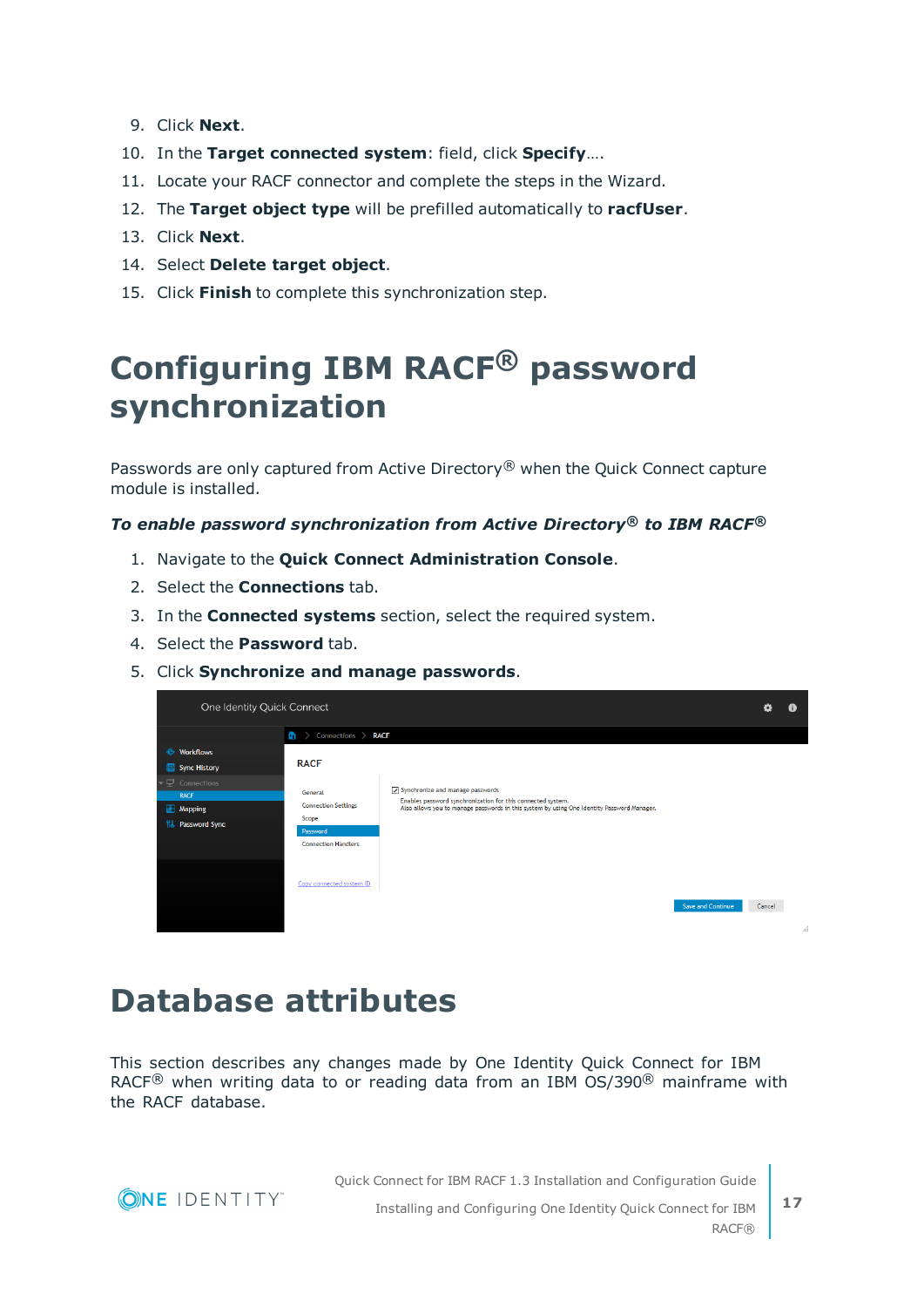9. Click **Next**.
10. In the **Target connected system**: field, click **Specify**....
11. Locate your RACF connector and complete the steps in the Wizard.
12. The **Target object type** will be prefilled automatically to **racfUser**.
13. Click **Next**.
14. Select **Delete target object**.
15. Click **Finish** to complete this synchronization step.

# Configuring IBM RACF® password synchronization

Passwords are only captured from Active Directory® when the Quick Connect capture module is installed.

***To enable password synchronization from Active Directory® to IBM RACF®***

1. Navigate to the **Quick Connect Administration Console**.
2. Select the **Connections** tab.
3. In the **Connected systems** section, select the required system.
4. Select the **Password** tab.
5. Click **Synchronize and manage passwords**.

# Database attributes

This section describes any changes made by One Identity Quick Connect for IBM RACF® when writing data to or reading data from an IBM OS/390® mainframe with the RACF database.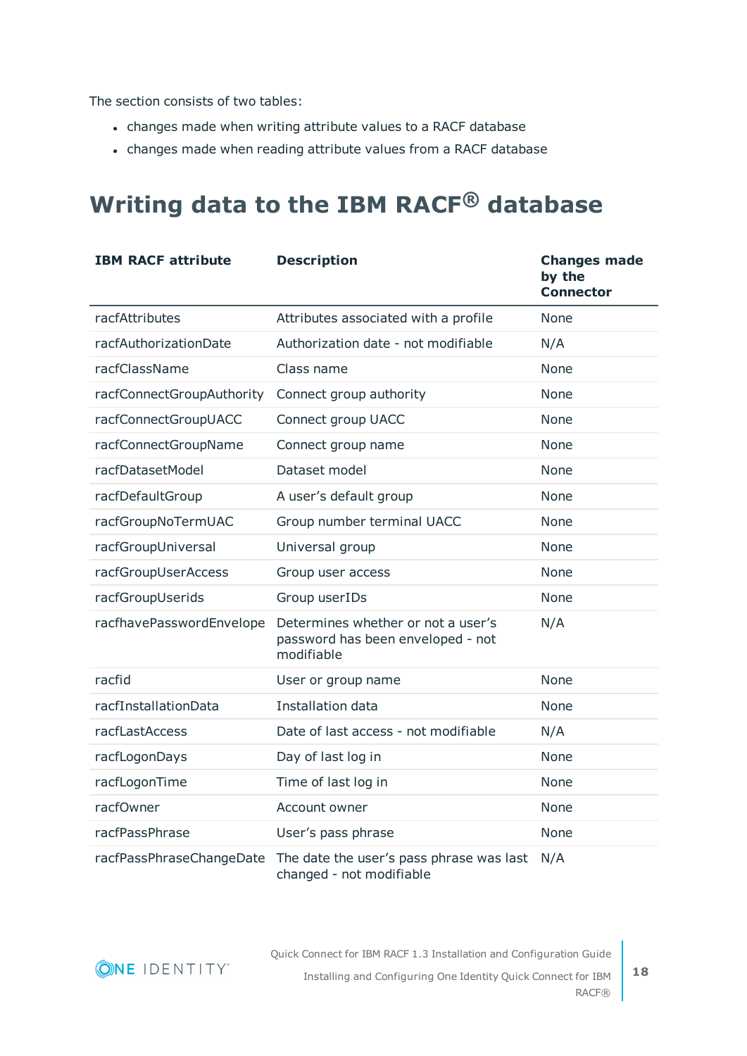The section consists of two tables:

- changes made when writing attribute values to a RACF database
- changes made when reading attribute values from a RACF database

# Writing data to the IBM RACF® database

| IBM RACF attribute | Description | Changes made by the Connector |
| --- | --- | --- |
| racfAttributes | Attributes associated with a profile | None |
| racfAuthorizationDate | Authorization date - not modifiable | N/A |
| racfClassName | Class name | None |
| racfConnectGroupAuthority | Connect group authority | None |
| racfConnectGroupUACC | Connect group UACC | None |
| racfConnectGroupName | Connect group name | None |
| racfDatasetModel | Dataset model | None |
| racfDefaultGroup | A user’s default group | None |
| racfGroupNoTermUAC | Group number terminal UACC | None |
| racfGroupUniversal | Universal group | None |
| racfGroupUserAccess | Group user access | None |
| racfGroupUserids | Group userIDs | None |
| racfhavePasswordEnvelope | Determines whether or not a user’s password has been enveloped - not modifiable | N/A |
| racfid | User or group name | None |
| racfInstallationData | Installation data | None |
| racfLastAccess | Date of last access - not modifiable | N/A |
| racfLogonDays | Day of last log in | None |
| racfLogonTime | Time of last log in | None |
| racfOwner | Account owner | None |
| racfPassPhrase | User’s pass phrase | None |
| racfPassPhraseChangeDate | The date the user’s pass phrase was last changed - not modifiable | N/A |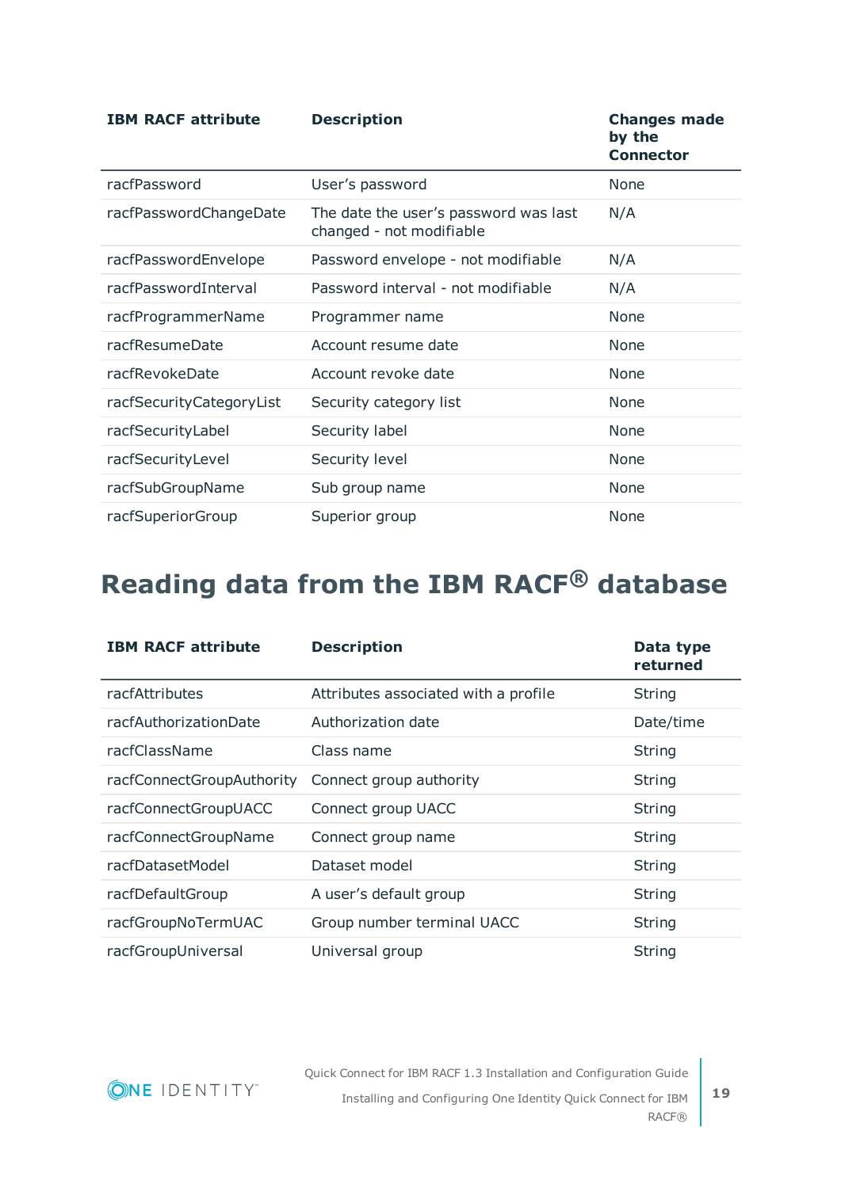| IBM RACF attribute | Description | Changes made by the Connector |
|---|---|---|
| racfPassword | User's password | None |
| racfPasswordChangeDate | The date the user's password was last changed - not modifiable | N/A |
| racfPasswordEnvelope | Password envelope - not modifiable | N/A |
| racfPasswordInterval | Password interval - not modifiable | N/A |
| racfProgrammerName | Programmer name | None |
| racfResumeDate | Account resume date | None |
| racfRevokeDate | Account revoke date | None |
| racfSecurityCategoryList | Security category list | None |
| racfSecurityLabel | Security label | None |
| racfSecurityLevel | Security level | None |
| racfSubGroupName | Sub group name | None |
| racfSuperiorGroup | Superior group | None |

# Reading data from the IBM RACF® database

| IBM RACF attribute | Description | Data type returned |
|---|---|---|
| racfAttributes | Attributes associated with a profile | String |
| racfAuthorizationDate | Authorization date | Date/time |
| racfClassName | Class name | String |
| racfConnectGroupAuthority | Connect group authority | String |
| racfConnectGroupUACC | Connect group UACC | String |
| racfConnectGroupName | Connect group name | String |
| racfDatasetModel | Dataset model | String |
| racfDefaultGroup | A user's default group | String |
| racfGroupNoTermUAC | Group number terminal UACC | String |
| racfGroupUniversal | Universal group | String |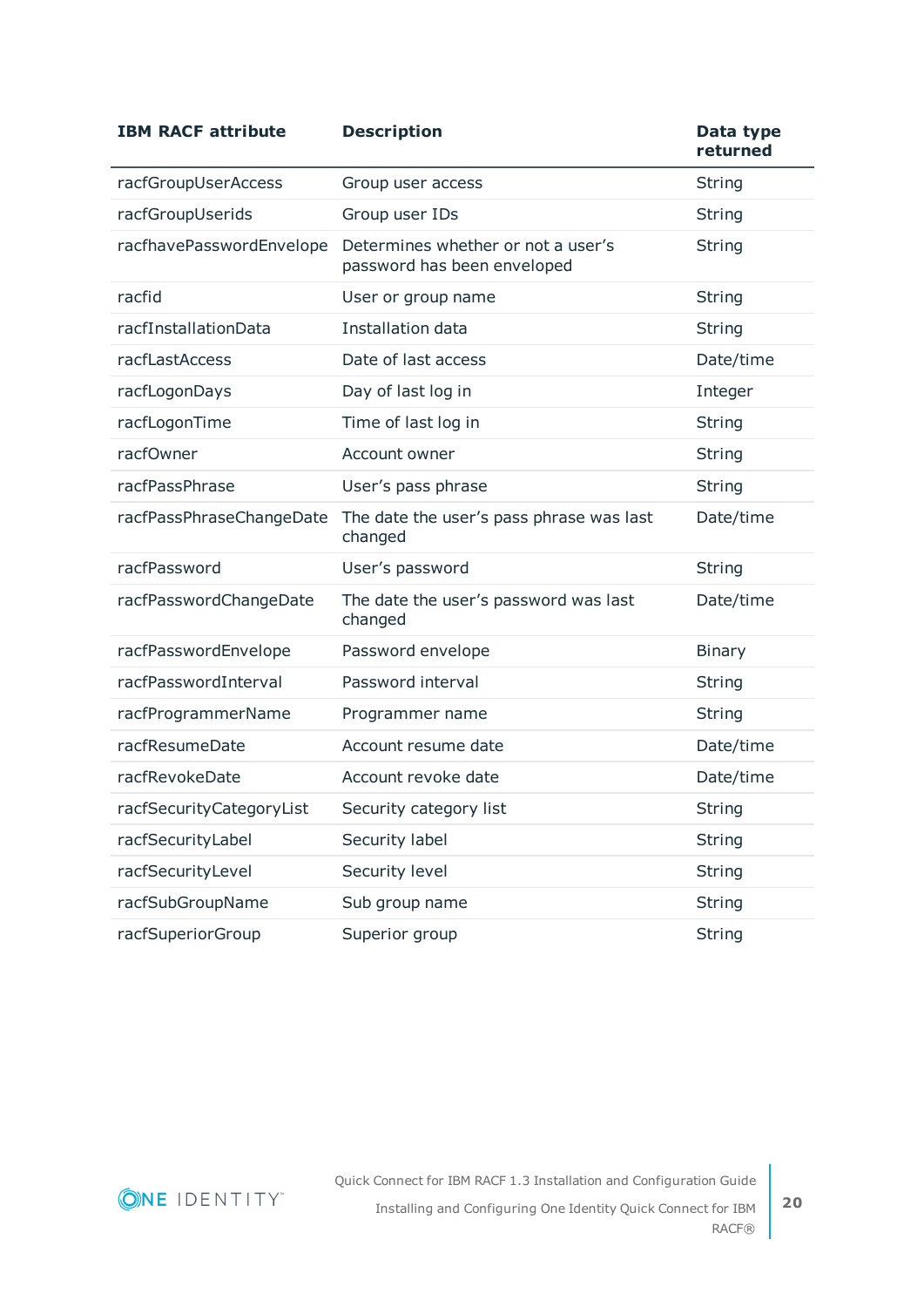| IBM RACF attribute | Description | Data type returned |
|---|---|---|
| racfGroupUserAccess | Group user access | String |
| racfGroupUserids | Group user IDs | String |
| racfhavePasswordEnvelope | Determines whether or not a user's password has been enveloped | String |
| racfid | User or group name | String |
| racfInstallationData | Installation data | String |
| racfLastAccess | Date of last access | Date/time |
| racfLogonDays | Day of last log in | Integer |
| racfLogonTime | Time of last log in | String |
| racfOwner | Account owner | String |
| racfPassPhrase | User's pass phrase | String |
| racfPassPhraseChangeDate | The date the user's pass phrase was last changed | Date/time |
| racfPassword | User's password | String |
| racfPasswordChangeDate | The date the user's password was last changed | Date/time |
| racfPasswordEnvelope | Password envelope | Binary |
| racfPasswordInterval | Password interval | String |
| racfProgrammerName | Programmer name | String |
| racfResumeDate | Account resume date | Date/time |
| racfRevokeDate | Account revoke date | Date/time |
| racfSecurityCategoryList | Security category list | String |
| racfSecurityLabel | Security label | String |
| racfSecurityLevel | Security level | String |
| racfSubGroupName | Sub group name | String |
| racfSuperiorGroup | Superior group | String |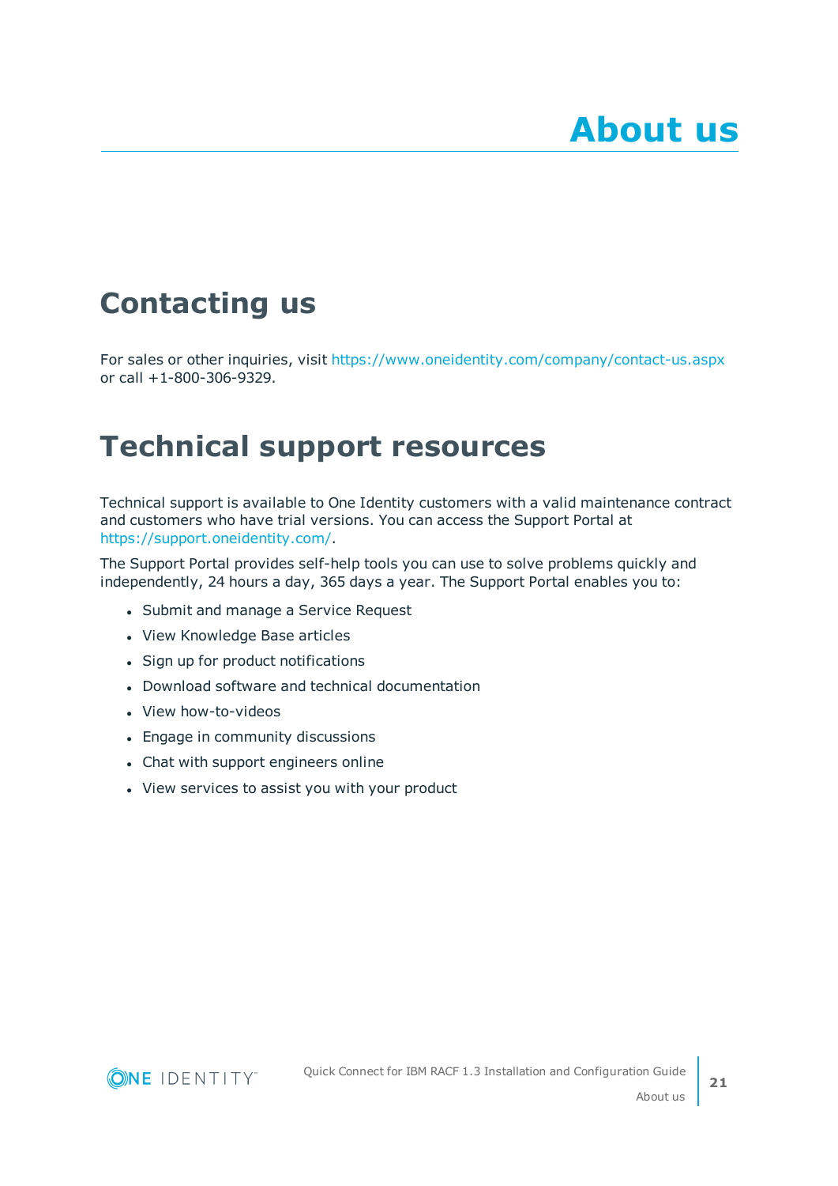# About us

## Contacting us

For sales or other inquiries, visit https://www.oneidentity.com/company/contact-us.aspx or call +1-800-306-9329.

## Technical support resources

Technical support is available to One Identity customers with a valid maintenance contract and customers who have trial versions. You can access the Support Portal at https://support.oneidentity.com/.

The Support Portal provides self-help tools you can use to solve problems quickly and independently, 24 hours a day, 365 days a year. The Support Portal enables you to:

- Submit and manage a Service Request
- View Knowledge Base articles
- Sign up for product notifications
- Download software and technical documentation
- View how-to-videos
- Engage in community discussions
- Chat with support engineers online
- View services to assist you with your product